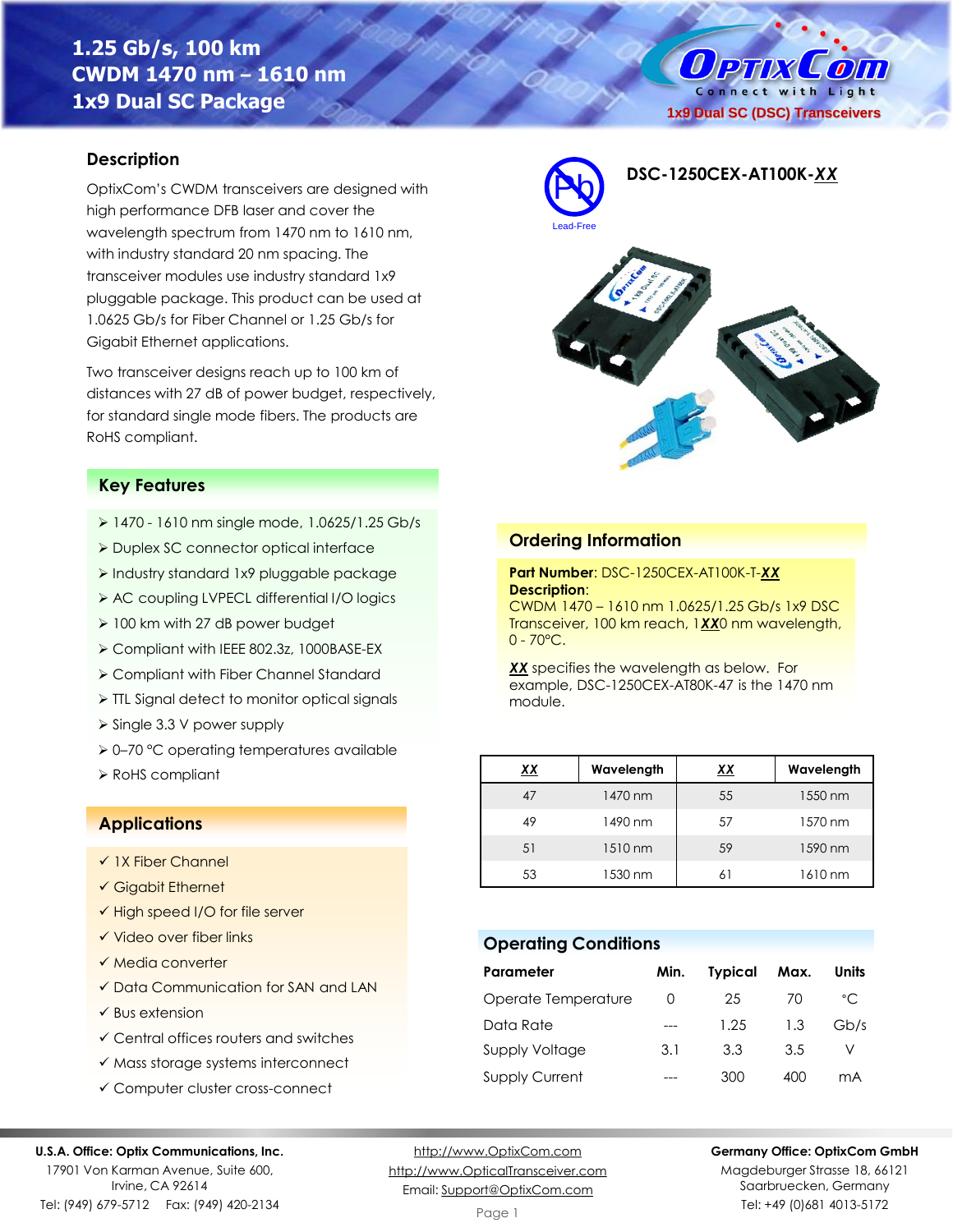# 1.25 Gb/s, 100 km CWDM 1470 nm – 1610 nm 1x9 Dual SC Package

1x9 Dual SC (DSC) Transceivers

## DSC-1250CEX-AT100K-XX

Lead-Free

## Description

OptixCom's CWDM transceivers are designed with high performance DFB laser and cover the wavelength spectrum from 1470 nm to 1610 nm, with industry standard 20 nm spacing. The transceiver modules use industry standard 1x9 pluggable package. This product can be used at 1.0625 Gb/s for Fiber Channel or 1.25 Gb/s for Gigabit Ethernet applications.

Two transceiver designs reach up to 100 km of distances with 27 dB of power budget, respectively, for standard single mode fibers. The products are RoHS compliant.

## Key Features

- 1470 - 1610 nm single mode, 1.0625/1.25 Gb/s
- Duplex SC connector optical interface
- Industry standard 1x9 pluggable package
- AC coupling LVPECL differential I/O logics
- 100 km with 27 dB power budget
- Compliant with IEEE 802.3z, 1000BASE-EX
- Compliant with Fiber Channel Standard
- TTL Signal detect to monitor optical signals
- Single 3.3 V power supply
- 0–70 °C operating temperatures available
- RoHS compliant

## Applications

- ✓ 1X Fiber Channel
- ✓ Gigabit Ethernet
- ✓ High speed I/O for file server
- ✓ Video over fiber links
- ✓ Media converter
- ✓ Data Communication for SAN and LAN
- ✓ Bus extension
- ✓ Central offices routers and switches
- ✓ Mass storage systems interconnect
- ✓ Computer cluster cross-connect

## Ordering Information

**Part Number**: DSC-1250CEX-AT100K-T-***XX***

**Description**:
CWDM 1470 – 1610 nm 1.0625/1.25 Gb/s 1x9 DSC Transceiver, 100 km reach, 1***XX***0 nm wavelength, 0 - 70°C.

***XX*** specifies the wavelength as below. For example, DSC-1250CEX-AT80K-47 is the 1470 nm module.

| XX | Wavelength | XX | Wavelength |
|---|---|---|---|
| 47 | 1470 nm | 55 | 1550 nm |
| 49 | 1490 nm | 57 | 1570 nm |
| 51 | 1510 nm | 59 | 1590 nm |
| 53 | 1530 nm | 61 | 1610 nm |

## Operating Conditions

| Parameter | Min. | Typical | Max. | Units |
|---|---|---|---|---|
| Operate Temperature | 0 | 25 | 70 | °C |
| Data Rate | --- | 1.25 | 1.3 | Gb/s |
| Supply Voltage | 3.1 | 3.3 | 3.5 | V |
| Supply Current | --- | 300 | 400 | mA |

**U.S.A. Office: Optix Communications, Inc.**
17901 Von Karman Avenue, Suite 600,
Irvine, CA 92614
Tel: (949) 679-5712 Fax: (949) 420-2134

http://www.OptixCom.com
http://www.OpticalTransceiver.com
Email: Support@OptixCom.com

**Germany Office: OptixCom GmbH**
Magdeburger Strasse 18, 66121
Saarbruecken, Germany
Tel: +49 (0)681 4013-5172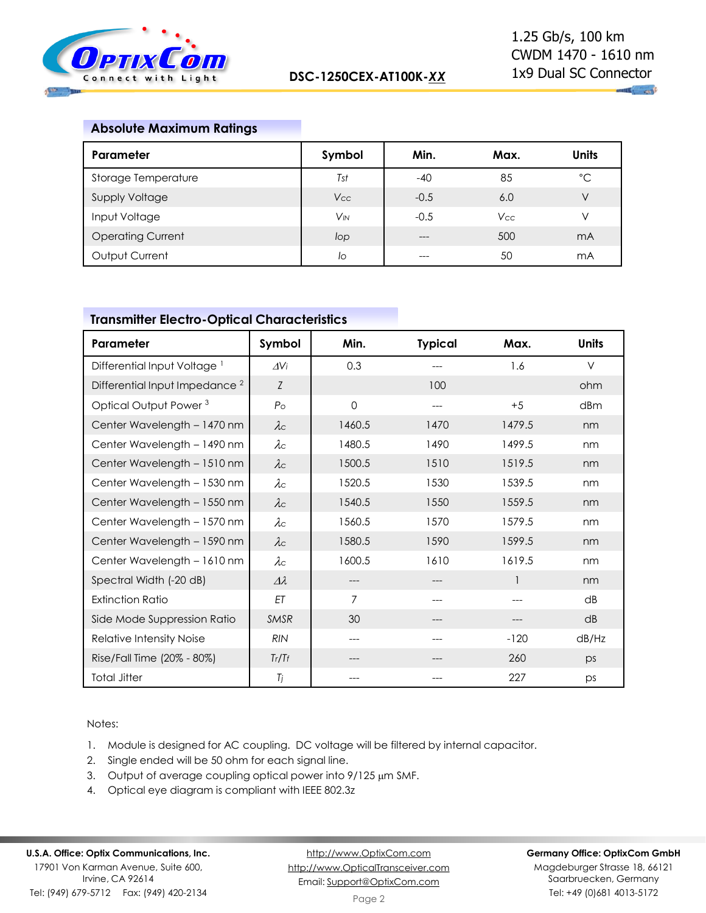## Absolute Maximum Ratings

| Parameter | Symbol | Min. | Max. | Units |
|---|---|---|---|---|
| Storage Temperature | $T_{st}$ | -40 | 85 | °C |
| Supply Voltage | $V_{CC}$ | -0.5 | 6.0 | V |
| Input Voltage | $V_{IN}$ | -0.5 | $V_{CC}$ | V |
| Operating Current | $I_{op}$ | --- | 500 | mA |
| Output Current | $I_o$ | --- | 50 | mA |

## Transmitter Electro-Optical Characteristics

| Parameter | Symbol | Min. | Typical | Max. | Units |
|---|---|---|---|---|---|
| Differential Input Voltage [1] | $\Delta V_i$ | 0.3 | --- | 1.6 | V |
| Differential Input Impedance [2] | $Z$ | | 100 | | ohm |
| Optical Output Power [3] | $P_o$ | 0 | --- | +5 | dBm |
| Center Wavelength – 1470 nm | $\lambda_C$ | 1460.5 | 1470 | 1479.5 | nm |
| Center Wavelength – 1490 nm | $\lambda_C$ | 1480.5 | 1490 | 1499.5 | nm |
| Center Wavelength – 1510 nm | $\lambda_C$ | 1500.5 | 1510 | 1519.5 | nm |
| Center Wavelength – 1530 nm | $\lambda_C$ | 1520.5 | 1530 | 1539.5 | nm |
| Center Wavelength – 1550 nm | $\lambda_C$ | 1540.5 | 1550 | 1559.5 | nm |
| Center Wavelength – 1570 nm | $\lambda_C$ | 1560.5 | 1570 | 1579.5 | nm |
| Center Wavelength – 1590 nm | $\lambda_C$ | 1580.5 | 1590 | 1599.5 | nm |
| Center Wavelength – 1610 nm | $\lambda_C$ | 1600.5 | 1610 | 1619.5 | nm |
| Spectral Width (-20 dB) | $\Delta\lambda$ | --- | --- | 1 | nm |
| Extinction Ratio | $ET$ | 7 | --- | --- | dB |
| Side Mode Suppression Ratio | $SMSR$ | 30 | --- | --- | dB |
| Relative Intensity Noise | $RIN$ | --- | --- | -120 | dB/Hz |
| Rise/Fall Time (20% - 80%) | $T_r/T_f$ | --- | --- | 260 | ps |
| Total Jitter | $T_j$ | --- | --- | 227 | ps |

Notes:

1. Module is designed for AC coupling. DC voltage will be filtered by internal capacitor.
2. Single ended will be 50 ohm for each signal line.
3. Output of average coupling optical power into 9/125 µm SMF.
4. Optical eye diagram is compliant with IEEE 802.3z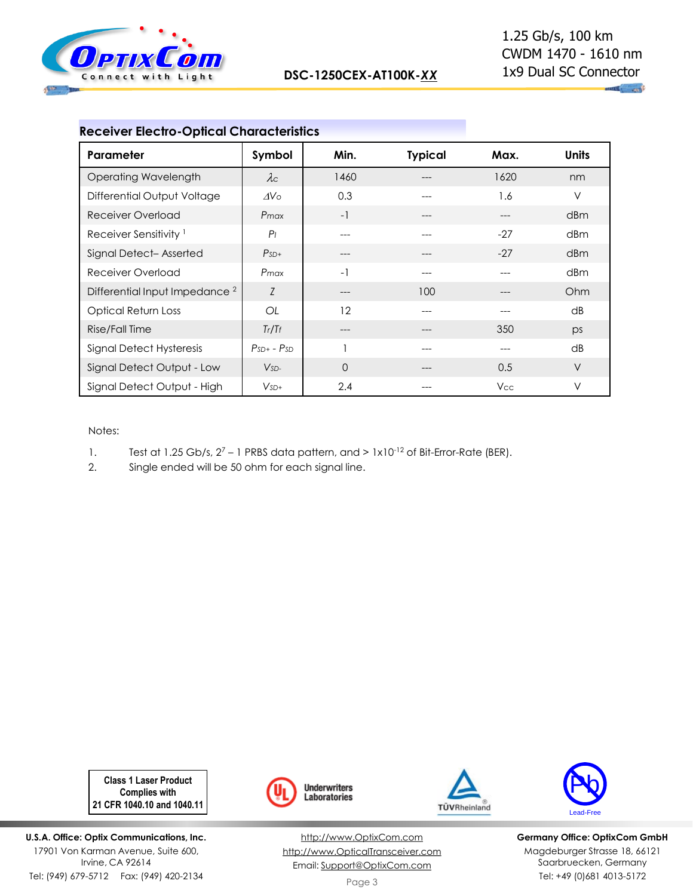## Receiver Electro-Optical Characteristics

| Parameter | Symbol | Min. | Typical | Max. | Units |
|---|---|---|---|---|---|
| Operating Wavelength | $\lambda_C$ | 1460 | --- | 1620 | nm |
| Differential Output Voltage | $\Delta V_O$ | 0.3 | --- | 1.6 | V |
| Receiver Overload | $P_{max}$ | -1 | --- | --- | dBm |
| Receiver Sensitivity [1] | $P_I$ | --- | --- | -27 | dBm |
| Signal Detect– Asserted | $P_{SD+}$ | --- | --- | -27 | dBm |
| Receiver Overload | $P_{max}$ | -1 | --- | --- | dBm |
| Differential Input Impedance [2] | $Z$ | --- | 100 | --- | Ohm |
| Optical Return Loss | $OL$ | 12 | --- | --- | dB |
| Rise/Fall Time | $T_r/T_f$ | --- | --- | 350 | ps |
| Signal Detect Hysteresis | $P_{SD+} - P_{SD}$ | 1 | --- | --- | dB |
| Signal Detect Output - Low | $V_{SD-}$ | 0 | --- | 0.5 | V |
| Signal Detect Output - High | $V_{SD+}$ | 2.4 | --- | $V_{CC}$ | V |

Notes:

1. Test at 1.25 Gb/s, $2^7 – 1$ PRBS data pattern, and > $1\times10^{-12}$ of Bit-Error-Rate (BER).
2. Single ended will be 50 ohm for each signal line.

Class 1 Laser Product Complies with 21 CFR 1040.10 and 1040.11

Underwriters Laboratories

TÜVRheinland

Lead-Free

**U.S.A. Office: Optix Communications, Inc.**
17901 Von Karman Avenue, Suite 600,
Irvine, CA 92614
Tel: (949) 679-5712 Fax: (949) 420-2134

http://www.OptixCom.com
http://www.OpticalTransceiver.com
Email: Support@OptixCom.com

**Germany Office: OptixCom GmbH**
Magdeburger Strasse 18, 66121
Saarbruecken, Germany
Tel: +49 (0)681 4013-5172